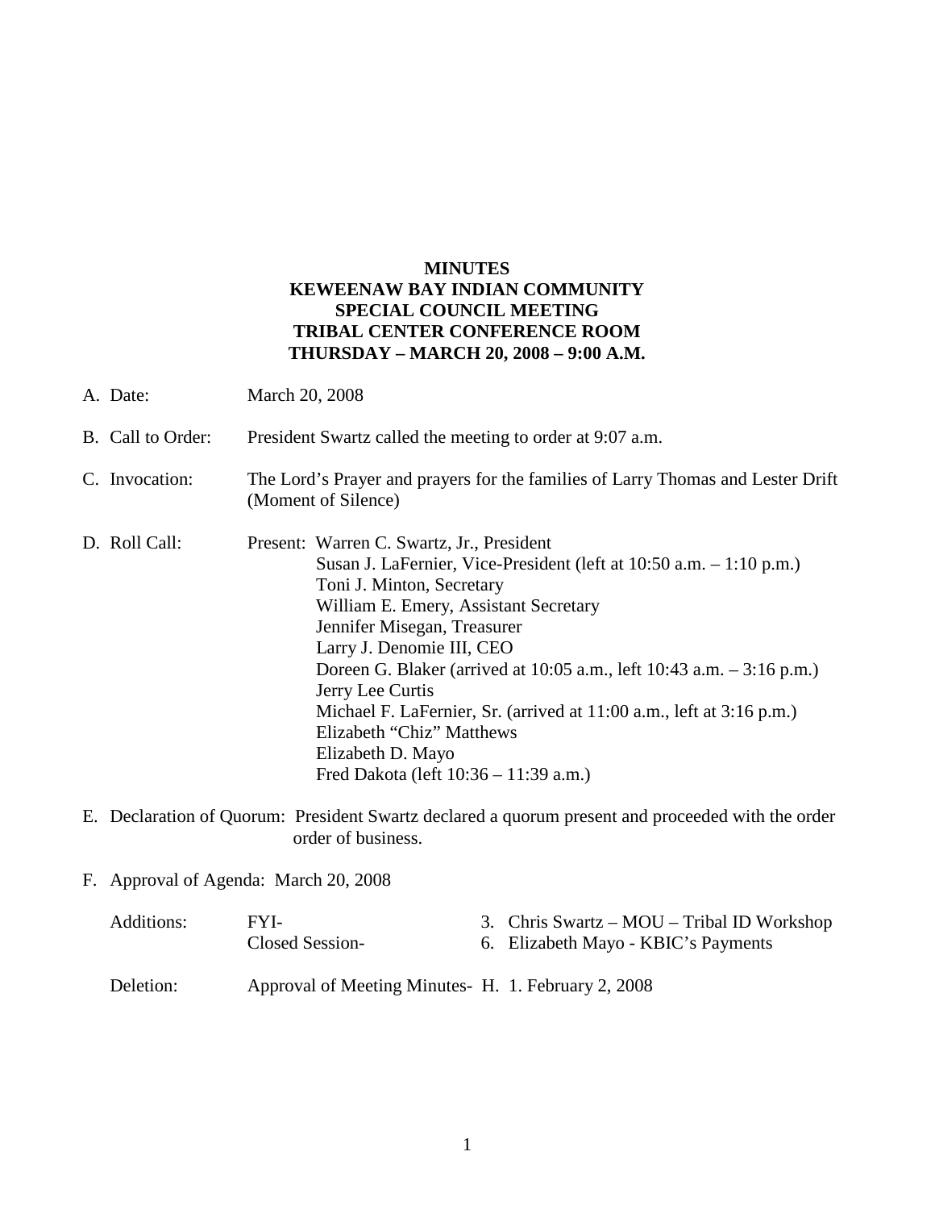**MINUTES**
**KEWEENAW BAY INDIAN COMMUNITY**
**SPECIAL COUNCIL MEETING**
**TRIBAL CENTER CONFERENCE ROOM**
**THURSDAY – MARCH 20, 2008 – 9:00 A.M.**

A. Date: March 20, 2008

B. Call to Order: President Swartz called the meeting to order at 9:07 a.m.

C. Invocation: The Lord's Prayer and prayers for the families of Larry Thomas and Lester Drift (Moment of Silence)

D. Roll Call: Present:
- Warren C. Swartz, Jr., President
- Susan J. LaFernier, Vice-President (left at 10:50 a.m. – 1:10 p.m.)
- Toni J. Minton, Secretary
- William E. Emery, Assistant Secretary
- Jennifer Misegan, Treasurer
- Larry J. Denomie III, CEO
- Doreen G. Blaker (arrived at 10:05 a.m., left 10:43 a.m. – 3:16 p.m.)
- Jerry Lee Curtis
- Michael F. LaFernier, Sr. (arrived at 11:00 a.m., left at 3:16 p.m.)
- Elizabeth "Chiz" Matthews
- Elizabeth D. Mayo
- Fred Dakota (left 10:36 – 11:39 a.m.)

E. Declaration of Quorum: President Swartz declared a quorum present and proceeded with the order order of business.

F. Approval of Agenda: March 20, 2008

Additions:
- FYI- 3. Chris Swartz – MOU – Tribal ID Workshop
- Closed Session- 6. Elizabeth Mayo - KBIC's Payments

Deletion: Approval of Meeting Minutes- H. 1. February 2, 2008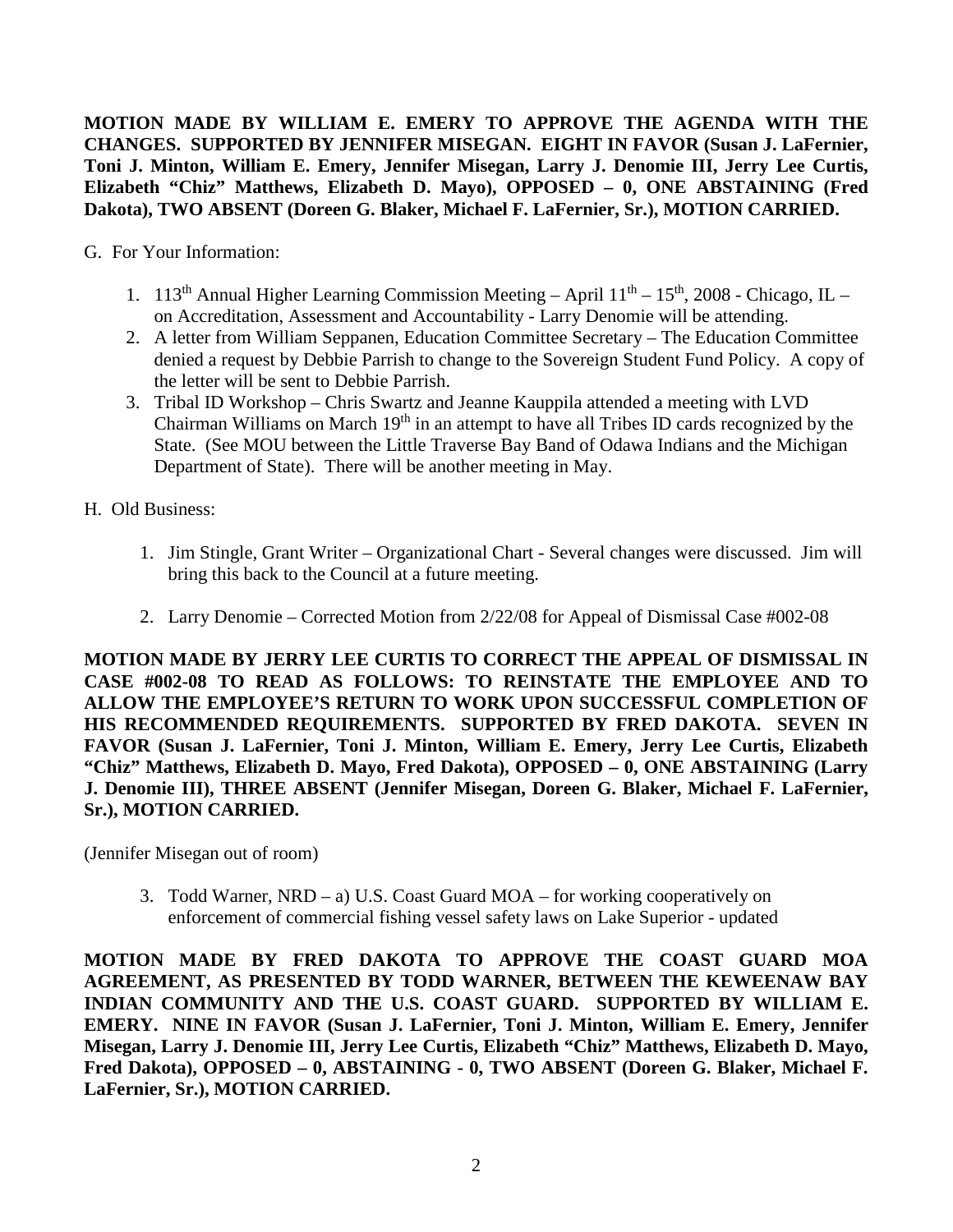**MOTION MADE BY WILLIAM E. EMERY TO APPROVE THE AGENDA WITH THE CHANGES. SUPPORTED BY JENNIFER MISEGAN. EIGHT IN FAVOR (Susan J. LaFernier, Toni J. Minton, William E. Emery, Jennifer Misegan, Larry J. Denomie III, Jerry Lee Curtis, Elizabeth "Chiz" Matthews, Elizabeth D. Mayo), OPPOSED – 0, ONE ABSTAINING (Fred Dakota), TWO ABSENT (Doreen G. Blaker, Michael F. LaFernier, Sr.), MOTION CARRIED.**

G. For Your Information:

1. 113th Annual Higher Learning Commission Meeting – April 11th – 15th, 2008 - Chicago, IL – on Accreditation, Assessment and Accountability - Larry Denomie will be attending.
2. A letter from William Seppanen, Education Committee Secretary – The Education Committee denied a request by Debbie Parrish to change to the Sovereign Student Fund Policy. A copy of the letter will be sent to Debbie Parrish.
3. Tribal ID Workshop – Chris Swartz and Jeanne Kauppila attended a meeting with LVD Chairman Williams on March 19th in an attempt to have all Tribes ID cards recognized by the State. (See MOU between the Little Traverse Bay Band of Odawa Indians and the Michigan Department of State). There will be another meeting in May.

H. Old Business:

1. Jim Stingle, Grant Writer – Organizational Chart - Several changes were discussed. Jim will bring this back to the Council at a future meeting.

2. Larry Denomie – Corrected Motion from 2/22/08 for Appeal of Dismissal Case #002-08

**MOTION MADE BY JERRY LEE CURTIS TO CORRECT THE APPEAL OF DISMISSAL IN CASE #002-08 TO READ AS FOLLOWS: TO REINSTATE THE EMPLOYEE AND TO ALLOW THE EMPLOYEE'S RETURN TO WORK UPON SUCCESSFUL COMPLETION OF HIS RECOMMENDED REQUIREMENTS. SUPPORTED BY FRED DAKOTA. SEVEN IN FAVOR (Susan J. LaFernier, Toni J. Minton, William E. Emery, Jerry Lee Curtis, Elizabeth "Chiz" Matthews, Elizabeth D. Mayo, Fred Dakota), OPPOSED – 0, ONE ABSTAINING (Larry J. Denomie III), THREE ABSENT (Jennifer Misegan, Doreen G. Blaker, Michael F. LaFernier, Sr.), MOTION CARRIED.**

(Jennifer Misegan out of room)

3. Todd Warner, NRD – a) U.S. Coast Guard MOA – for working cooperatively on enforcement of commercial fishing vessel safety laws on Lake Superior - updated

**MOTION MADE BY FRED DAKOTA TO APPROVE THE COAST GUARD MOA AGREEMENT, AS PRESENTED BY TODD WARNER, BETWEEN THE KEWEENAW BAY INDIAN COMMUNITY AND THE U.S. COAST GUARD. SUPPORTED BY WILLIAM E. EMERY. NINE IN FAVOR (Susan J. LaFernier, Toni J. Minton, William E. Emery, Jennifer Misegan, Larry J. Denomie III, Jerry Lee Curtis, Elizabeth "Chiz" Matthews, Elizabeth D. Mayo, Fred Dakota), OPPOSED – 0, ABSTAINING - 0, TWO ABSENT (Doreen G. Blaker, Michael F. LaFernier, Sr.), MOTION CARRIED.**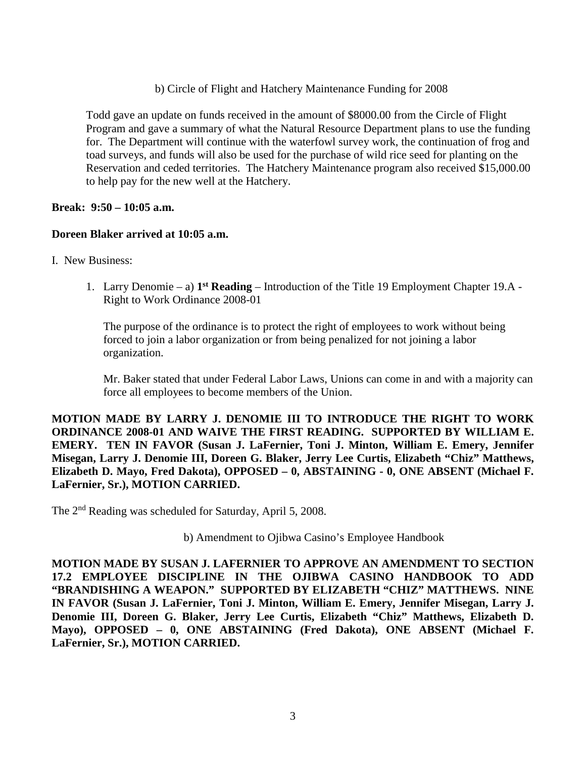b) Circle of Flight and Hatchery Maintenance Funding for 2008

Todd gave an update on funds received in the amount of $8000.00 from the Circle of Flight Program and gave a summary of what the Natural Resource Department plans to use the funding for. The Department will continue with the waterfowl survey work, the continuation of frog and toad surveys, and funds will also be used for the purchase of wild rice seed for planting on the Reservation and ceded territories. The Hatchery Maintenance program also received $15,000.00 to help pay for the new well at the Hatchery.

**Break: 9:50 – 10:05 a.m.**

**Doreen Blaker arrived at 10:05 a.m.**

I. New Business:

1. Larry Denomie – a) **1st Reading** – Introduction of the Title 19 Employment Chapter 19.A - Right to Work Ordinance 2008-01

   The purpose of the ordinance is to protect the right of employees to work without being forced to join a labor organization or from being penalized for not joining a labor organization.

   Mr. Baker stated that under Federal Labor Laws, Unions can come in and with a majority can force all employees to become members of the Union.

**MOTION MADE BY LARRY J. DENOMIE III TO INTRODUCE THE RIGHT TO WORK ORDINANCE 2008-01 AND WAIVE THE FIRST READING. SUPPORTED BY WILLIAM E. EMERY. TEN IN FAVOR (Susan J. LaFernier, Toni J. Minton, William E. Emery, Jennifer Misegan, Larry J. Denomie III, Doreen G. Blaker, Jerry Lee Curtis, Elizabeth "Chiz" Matthews, Elizabeth D. Mayo, Fred Dakota), OPPOSED – 0, ABSTAINING - 0, ONE ABSENT (Michael F. LaFernier, Sr.), MOTION CARRIED.**

The 2nd Reading was scheduled for Saturday, April 5, 2008.

b) Amendment to Ojibwa Casino's Employee Handbook

**MOTION MADE BY SUSAN J. LAFERNIER TO APPROVE AN AMENDMENT TO SECTION 17.2 EMPLOYEE DISCIPLINE IN THE OJIBWA CASINO HANDBOOK TO ADD "BRANDISHING A WEAPON." SUPPORTED BY ELIZABETH "CHIZ" MATTHEWS. NINE IN FAVOR (Susan J. LaFernier, Toni J. Minton, William E. Emery, Jennifer Misegan, Larry J. Denomie III, Doreen G. Blaker, Jerry Lee Curtis, Elizabeth "Chiz" Matthews, Elizabeth D. Mayo), OPPOSED – 0, ONE ABSTAINING (Fred Dakota), ONE ABSENT (Michael F. LaFernier, Sr.), MOTION CARRIED.**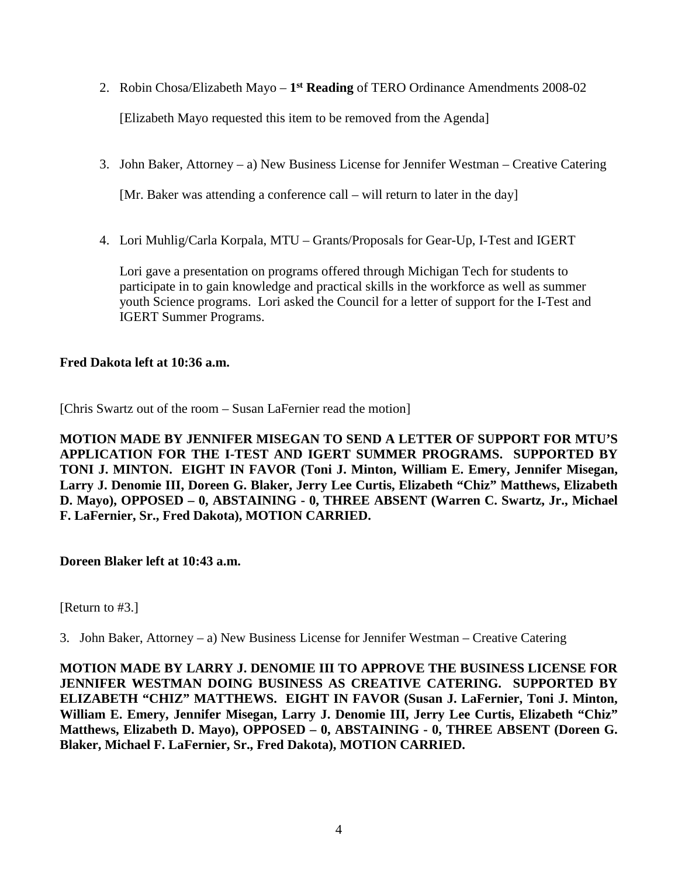2. Robin Chosa/Elizabeth Mayo – **1st Reading** of TERO Ordinance Amendments 2008-02

   [Elizabeth Mayo requested this item to be removed from the Agenda]

3. John Baker, Attorney – a) New Business License for Jennifer Westman – Creative Catering

   [Mr. Baker was attending a conference call – will return to later in the day]

4. Lori Muhlig/Carla Korpala, MTU – Grants/Proposals for Gear-Up, I-Test and IGERT

   Lori gave a presentation on programs offered through Michigan Tech for students to participate in to gain knowledge and practical skills in the workforce as well as summer youth Science programs. Lori asked the Council for a letter of support for the I-Test and IGERT Summer Programs.

**Fred Dakota left at 10:36 a.m.**

[Chris Swartz out of the room – Susan LaFernier read the motion]

**MOTION MADE BY JENNIFER MISEGAN TO SEND A LETTER OF SUPPORT FOR MTU'S APPLICATION FOR THE I-TEST AND IGERT SUMMER PROGRAMS. SUPPORTED BY TONI J. MINTON. EIGHT IN FAVOR (Toni J. Minton, William E. Emery, Jennifer Misegan, Larry J. Denomie III, Doreen G. Blaker, Jerry Lee Curtis, Elizabeth "Chiz" Matthews, Elizabeth D. Mayo), OPPOSED – 0, ABSTAINING - 0, THREE ABSENT (Warren C. Swartz, Jr., Michael F. LaFernier, Sr., Fred Dakota), MOTION CARRIED.**

**Doreen Blaker left at 10:43 a.m.**

[Return to #3.]

3. John Baker, Attorney – a) New Business License for Jennifer Westman – Creative Catering

**MOTION MADE BY LARRY J. DENOMIE III TO APPROVE THE BUSINESS LICENSE FOR JENNIFER WESTMAN DOING BUSINESS AS CREATIVE CATERING. SUPPORTED BY ELIZABETH "CHIZ" MATTHEWS. EIGHT IN FAVOR (Susan J. LaFernier, Toni J. Minton, William E. Emery, Jennifer Misegan, Larry J. Denomie III, Jerry Lee Curtis, Elizabeth "Chiz" Matthews, Elizabeth D. Mayo), OPPOSED – 0, ABSTAINING - 0, THREE ABSENT (Doreen G. Blaker, Michael F. LaFernier, Sr., Fred Dakota), MOTION CARRIED.**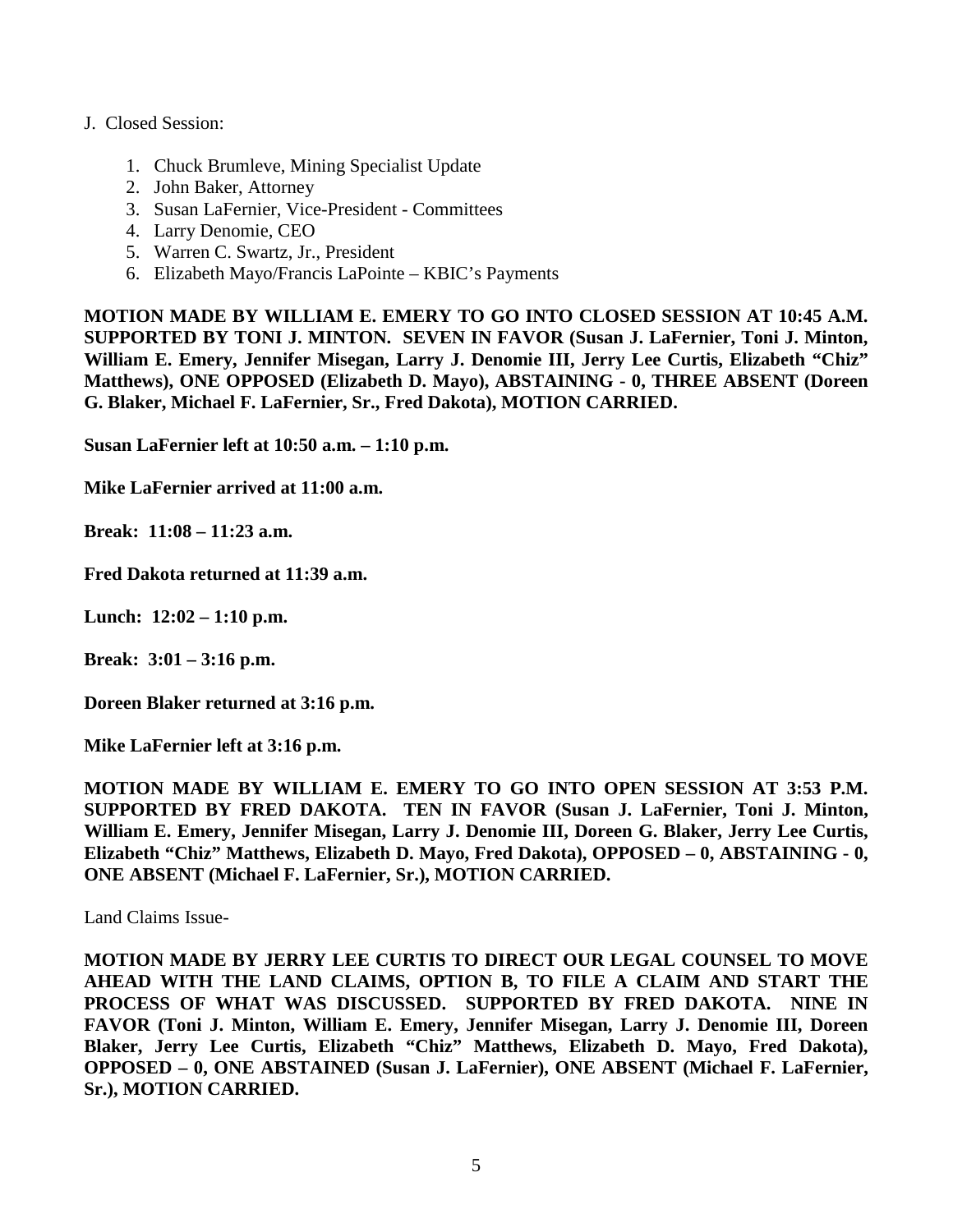J. Closed Session:

1. Chuck Brumleve, Mining Specialist Update
2. John Baker, Attorney
3. Susan LaFernier, Vice-President - Committees
4. Larry Denomie, CEO
5. Warren C. Swartz, Jr., President
6. Elizabeth Mayo/Francis LaPointe – KBIC's Payments

**MOTION MADE BY WILLIAM E. EMERY TO GO INTO CLOSED SESSION AT 10:45 A.M. SUPPORTED BY TONI J. MINTON. SEVEN IN FAVOR (Susan J. LaFernier, Toni J. Minton, William E. Emery, Jennifer Misegan, Larry J. Denomie III, Jerry Lee Curtis, Elizabeth "Chiz" Matthews), ONE OPPOSED (Elizabeth D. Mayo), ABSTAINING - 0, THREE ABSENT (Doreen G. Blaker, Michael F. LaFernier, Sr., Fred Dakota), MOTION CARRIED.**

**Susan LaFernier left at 10:50 a.m. – 1:10 p.m.**

**Mike LaFernier arrived at 11:00 a.m.**

**Break: 11:08 – 11:23 a.m.**

**Fred Dakota returned at 11:39 a.m.**

**Lunch: 12:02 – 1:10 p.m.**

**Break: 3:01 – 3:16 p.m.**

**Doreen Blaker returned at 3:16 p.m.**

**Mike LaFernier left at 3:16 p.m.**

**MOTION MADE BY WILLIAM E. EMERY TO GO INTO OPEN SESSION AT 3:53 P.M. SUPPORTED BY FRED DAKOTA. TEN IN FAVOR (Susan J. LaFernier, Toni J. Minton, William E. Emery, Jennifer Misegan, Larry J. Denomie III, Doreen G. Blaker, Jerry Lee Curtis, Elizabeth "Chiz" Matthews, Elizabeth D. Mayo, Fred Dakota), OPPOSED – 0, ABSTAINING - 0, ONE ABSENT (Michael F. LaFernier, Sr.), MOTION CARRIED.**

Land Claims Issue-

**MOTION MADE BY JERRY LEE CURTIS TO DIRECT OUR LEGAL COUNSEL TO MOVE AHEAD WITH THE LAND CLAIMS, OPTION B, TO FILE A CLAIM AND START THE PROCESS OF WHAT WAS DISCUSSED. SUPPORTED BY FRED DAKOTA. NINE IN FAVOR (Toni J. Minton, William E. Emery, Jennifer Misegan, Larry J. Denomie III, Doreen Blaker, Jerry Lee Curtis, Elizabeth "Chiz" Matthews, Elizabeth D. Mayo, Fred Dakota), OPPOSED – 0, ONE ABSTAINED (Susan J. LaFernier), ONE ABSENT (Michael F. LaFernier, Sr.), MOTION CARRIED.**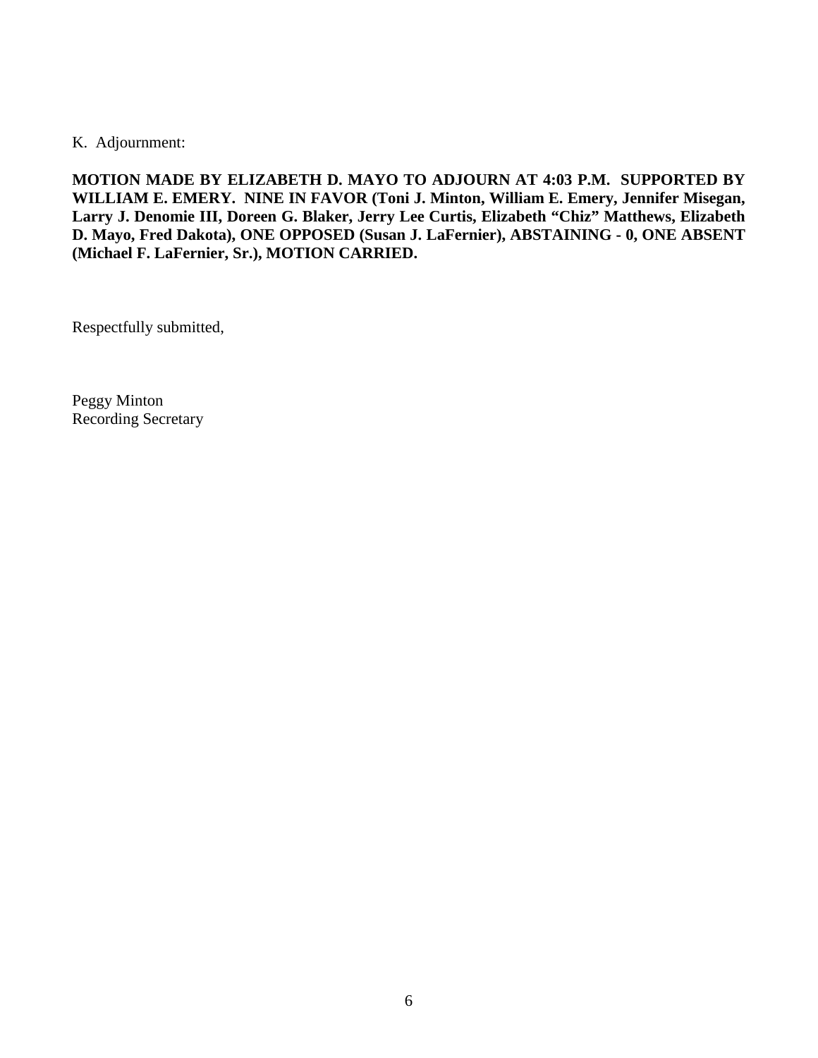K. Adjournment:

**MOTION MADE BY ELIZABETH D. MAYO TO ADJOURN AT 4:03 P.M. SUPPORTED BY WILLIAM E. EMERY. NINE IN FAVOR (Toni J. Minton, William E. Emery, Jennifer Misegan, Larry J. Denomie III, Doreen G. Blaker, Jerry Lee Curtis, Elizabeth "Chiz" Matthews, Elizabeth D. Mayo, Fred Dakota), ONE OPPOSED (Susan J. LaFernier), ABSTAINING - 0, ONE ABSENT (Michael F. LaFernier, Sr.), MOTION CARRIED.**

Respectfully submitted,

Peggy Minton
Recording Secretary